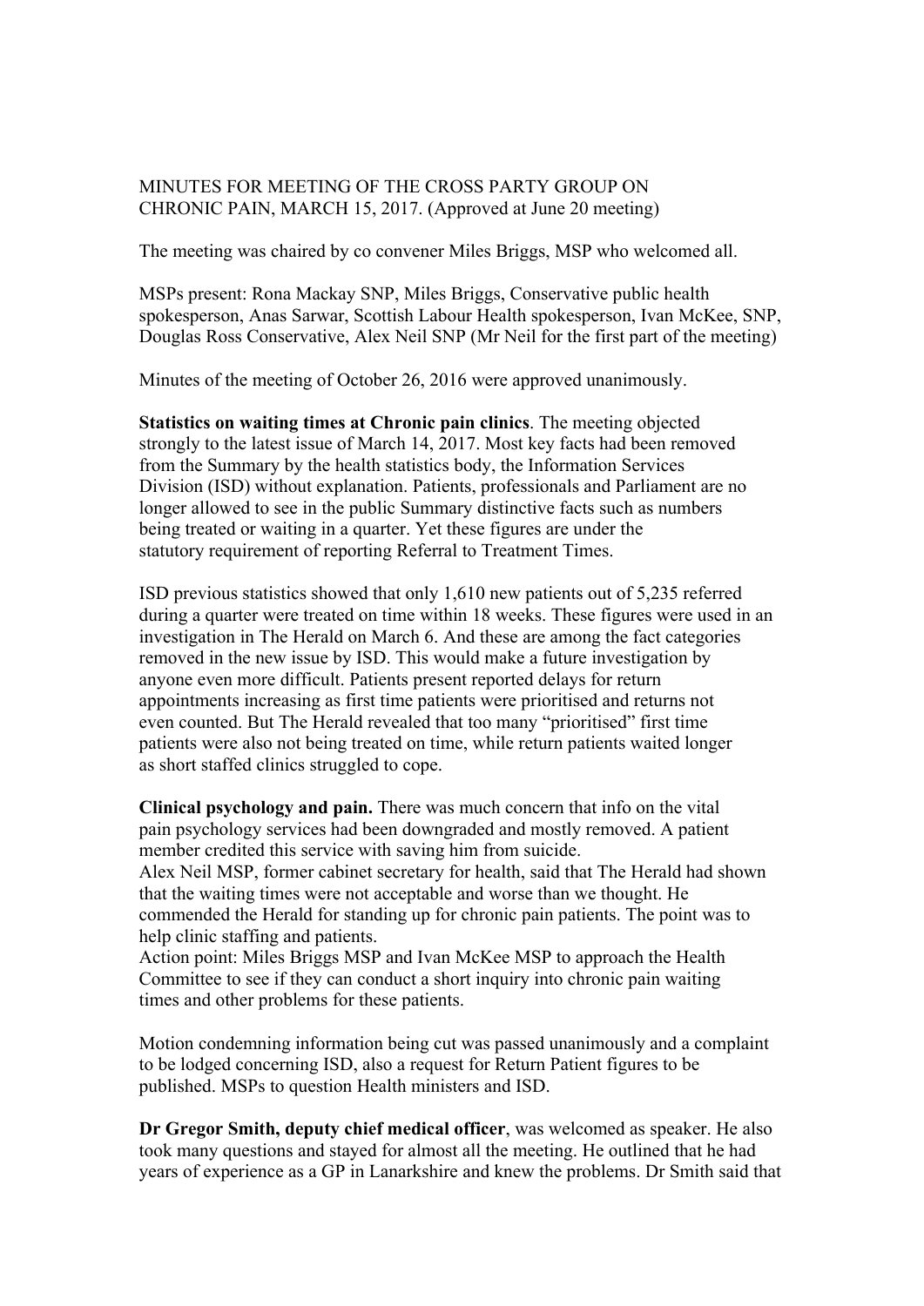MINUTES FOR MEETING OF THE CROSS PARTY GROUP ON CHRONIC PAIN, MARCH 15, 2017. (Approved at June 20 meeting)

The meeting was chaired by co convener Miles Briggs, MSP who welcomed all.

MSPs present: Rona Mackay SNP, Miles Briggs, Conservative public health spokesperson, Anas Sarwar, Scottish Labour Health spokesperson, Ivan McKee, SNP, Douglas Ross Conservative, Alex Neil SNP (Mr Neil for the first part of the meeting)

Minutes of the meeting of October 26, 2016 were approved unanimously.

**Statistics on waiting times at Chronic pain clinics**. The meeting objected strongly to the latest issue of March 14, 2017. Most key facts had been removed from the Summary by the health statistics body, the Information Services Division (ISD) without explanation. Patients, professionals and Parliament are no longer allowed to see in the public Summary distinctive facts such as numbers being treated or waiting in a quarter. Yet these figures are under the statutory requirement of reporting Referral to Treatment Times.

ISD previous statistics showed that only 1,610 new patients out of 5,235 referred during a quarter were treated on time within 18 weeks. These figures were used in an investigation in The Herald on March 6. And these are among the fact categories removed in the new issue by ISD. This would make a future investigation by anyone even more difficult. Patients present reported delays for return appointments increasing as first time patients were prioritised and returns not even counted. But The Herald revealed that too many "prioritised" first time patients were also not being treated on time, while return patients waited longer as short staffed clinics struggled to cope.

**Clinical psychology and pain.** There was much concern that info on the vital pain psychology services had been downgraded and mostly removed. A patient member credited this service with saving him from suicide.
Alex Neil MSP, former cabinet secretary for health, said that The Herald had shown that the waiting times were not acceptable and worse than we thought. He commended the Herald for standing up for chronic pain patients. The point was to help clinic staffing and patients.
Action point: Miles Briggs MSP and Ivan McKee MSP to approach the Health Committee to see if they can conduct a short inquiry into chronic pain waiting times and other problems for these patients.

Motion condemning information being cut was passed unanimously and a complaint to be lodged concerning ISD, also a request for Return Patient figures to be published. MSPs to question Health ministers and ISD.

**Dr Gregor Smith, deputy chief medical officer**, was welcomed as speaker. He also took many questions and stayed for almost all the meeting. He outlined that he had years of experience as a GP in Lanarkshire and knew the problems. Dr Smith said that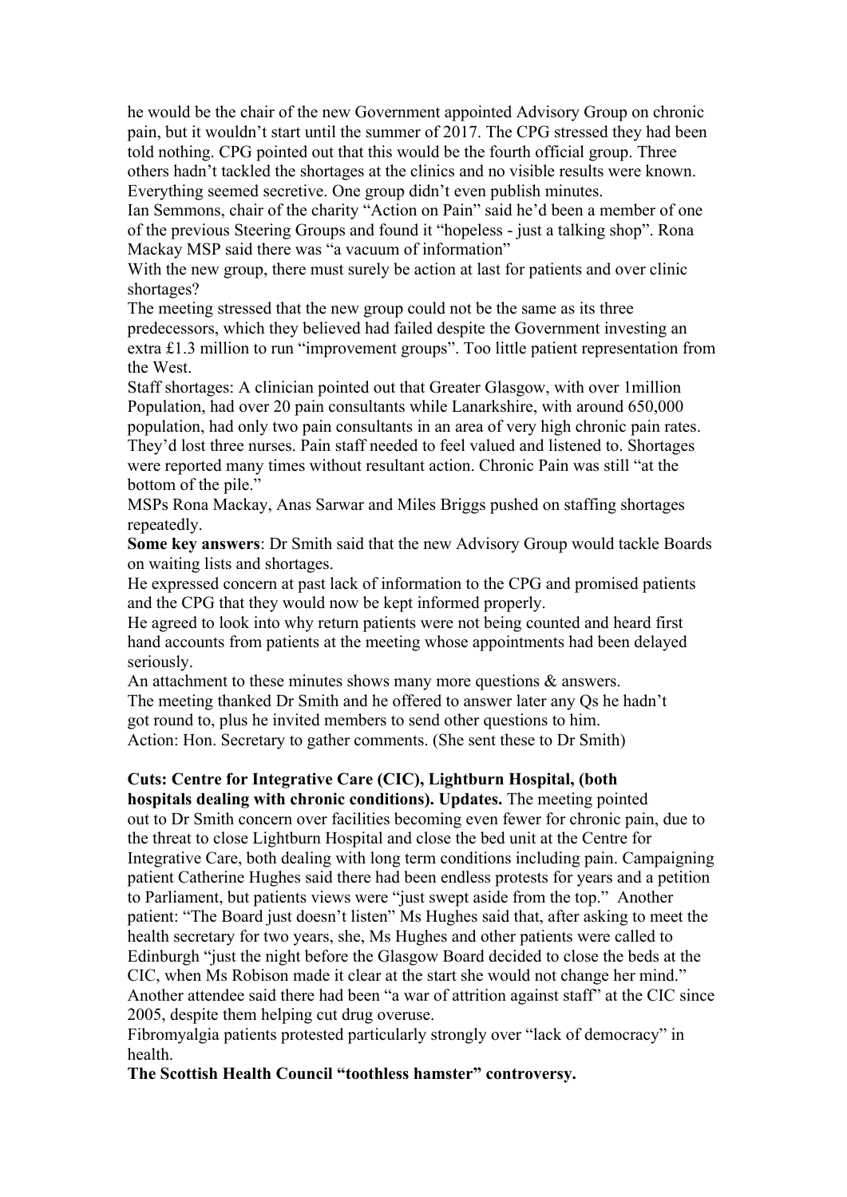he would be the chair of the new Government appointed Advisory Group on chronic pain, but it wouldn't start until the summer of 2017. The CPG stressed they had been told nothing. CPG pointed out that this would be the fourth official group. Three others hadn't tackled the shortages at the clinics and no visible results were known. Everything seemed secretive. One group didn't even publish minutes.

Ian Semmons, chair of the charity "Action on Pain" said he'd been a member of one of the previous Steering Groups and found it "hopeless - just a talking shop". Rona Mackay MSP said there was "a vacuum of information"

With the new group, there must surely be action at last for patients and over clinic shortages?

The meeting stressed that the new group could not be the same as its three predecessors, which they believed had failed despite the Government investing an extra £1.3 million to run "improvement groups". Too little patient representation from the West.

Staff shortages: A clinician pointed out that Greater Glasgow, with over 1million Population, had over 20 pain consultants while Lanarkshire, with around 650,000 population, had only two pain consultants in an area of very high chronic pain rates. They'd lost three nurses. Pain staff needed to feel valued and listened to. Shortages were reported many times without resultant action. Chronic Pain was still "at the bottom of the pile."

MSPs Rona Mackay, Anas Sarwar and Miles Briggs pushed on staffing shortages repeatedly.

**Some key answers**: Dr Smith said that the new Advisory Group would tackle Boards on waiting lists and shortages.

He expressed concern at past lack of information to the CPG and promised patients and the CPG that they would now be kept informed properly.

He agreed to look into why return patients were not being counted and heard first hand accounts from patients at the meeting whose appointments had been delayed seriously.

An attachment to these minutes shows many more questions & answers.

The meeting thanked Dr Smith and he offered to answer later any Qs he hadn't got round to, plus he invited members to send other questions to him.

Action: Hon. Secretary to gather comments. (She sent these to Dr Smith)

**Cuts: Centre for Integrative Care (CIC), Lightburn Hospital, (both hospitals dealing with chronic conditions). Updates.** The meeting pointed out to Dr Smith concern over facilities becoming even fewer for chronic pain, due to the threat to close Lightburn Hospital and close the bed unit at the Centre for Integrative Care, both dealing with long term conditions including pain. Campaigning patient Catherine Hughes said there had been endless protests for years and a petition to Parliament, but patients views were "just swept aside from the top." Another patient: "The Board just doesn't listen" Ms Hughes said that, after asking to meet the health secretary for two years, she, Ms Hughes and other patients were called to Edinburgh "just the night before the Glasgow Board decided to close the beds at the CIC, when Ms Robison made it clear at the start she would not change her mind." Another attendee said there had been "a war of attrition against staff" at the CIC since 2005, despite them helping cut drug overuse.

Fibromyalgia patients protested particularly strongly over "lack of democracy" in health.

**The Scottish Health Council "toothless hamster" controversy.**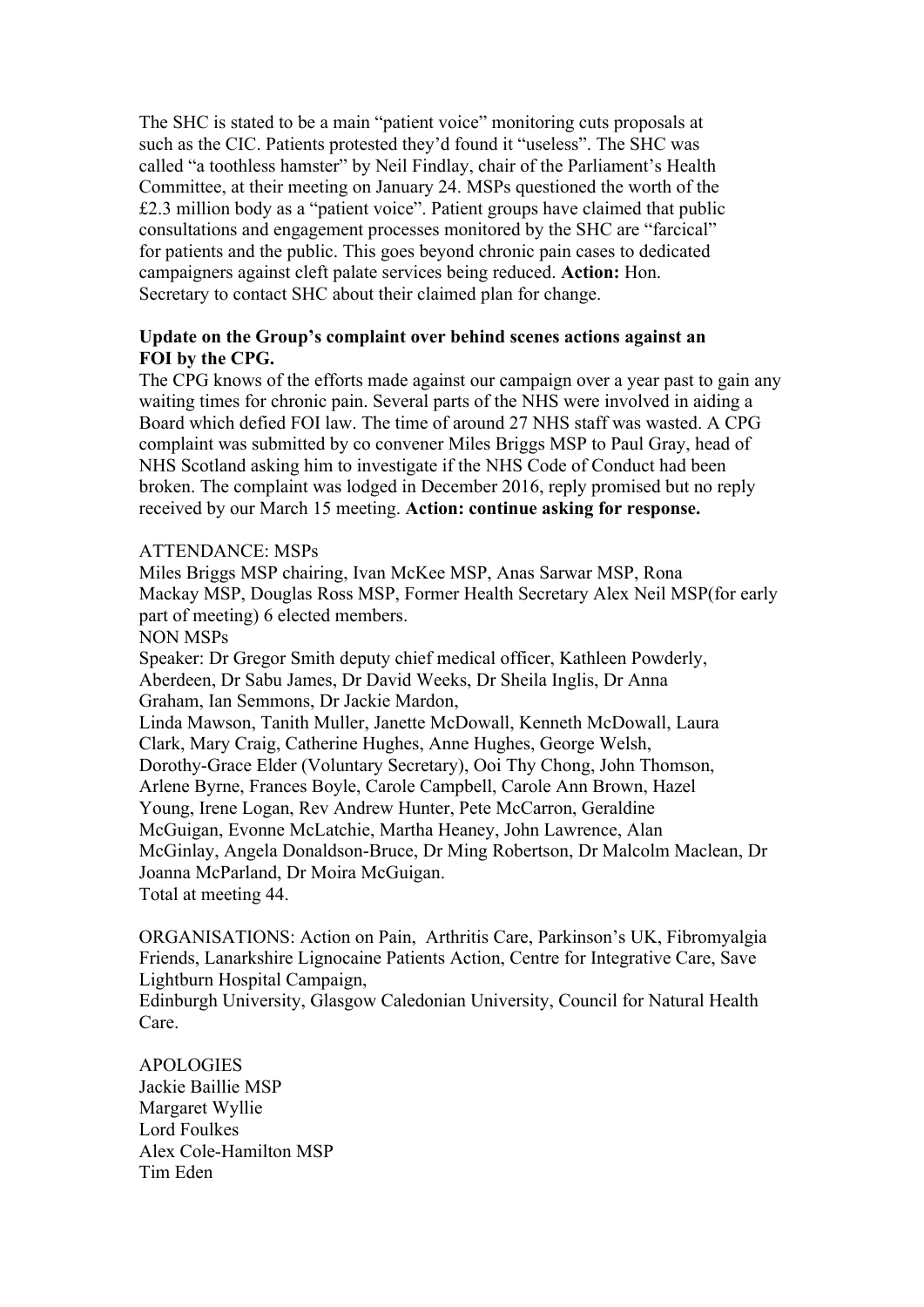The SHC is stated to be a main "patient voice" monitoring cuts proposals at such as the CIC. Patients protested they'd found it "useless". The SHC was called "a toothless hamster" by Neil Findlay, chair of the Parliament's Health Committee, at their meeting on January 24. MSPs questioned the worth of the £2.3 million body as a "patient voice". Patient groups have claimed that public consultations and engagement processes monitored by the SHC are "farcical" for patients and the public. This goes beyond chronic pain cases to dedicated campaigners against cleft palate services being reduced. **Action:** Hon. Secretary to contact SHC about their claimed plan for change.

**Update on the Group's complaint over behind scenes actions against an FOI by the CPG.**

The CPG knows of the efforts made against our campaign over a year past to gain any waiting times for chronic pain. Several parts of the NHS were involved in aiding a Board which defied FOI law. The time of around 27 NHS staff was wasted. A CPG complaint was submitted by co convener Miles Briggs MSP to Paul Gray, head of NHS Scotland asking him to investigate if the NHS Code of Conduct had been broken. The complaint was lodged in December 2016, reply promised but no reply received by our March 15 meeting. **Action: continue asking for response.**

ATTENDANCE: MSPs

Miles Briggs MSP chairing, Ivan McKee MSP, Anas Sarwar MSP, Rona Mackay MSP, Douglas Ross MSP, Former Health Secretary Alex Neil MSP(for early part of meeting) 6 elected members.

NON MSPs

Speaker: Dr Gregor Smith deputy chief medical officer, Kathleen Powderly, Aberdeen, Dr Sabu James, Dr David Weeks, Dr Sheila Inglis, Dr Anna Graham, Ian Semmons, Dr Jackie Mardon,
Linda Mawson, Tanith Muller, Janette McDowall, Kenneth McDowall, Laura Clark, Mary Craig, Catherine Hughes, Anne Hughes, George Welsh, Dorothy-Grace Elder (Voluntary Secretary), Ooi Thy Chong, John Thomson, Arlene Byrne, Frances Boyle, Carole Campbell, Carole Ann Brown, Hazel Young, Irene Logan, Rev Andrew Hunter, Pete McCarron, Geraldine McGuigan, Evonne McLatchie, Martha Heaney, John Lawrence, Alan McGinlay, Angela Donaldson-Bruce, Dr Ming Robertson, Dr Malcolm Maclean, Dr Joanna McParland, Dr Moira McGuigan.
Total at meeting 44.

ORGANISATIONS: Action on Pain, Arthritis Care, Parkinson's UK, Fibromyalgia Friends, Lanarkshire Lignocaine Patients Action, Centre for Integrative Care, Save Lightburn Hospital Campaign,
Edinburgh University, Glasgow Caledonian University, Council for Natural Health Care.

APOLOGIES

Jackie Baillie MSP
Margaret Wyllie
Lord Foulkes
Alex Cole-Hamilton MSP
Tim Eden